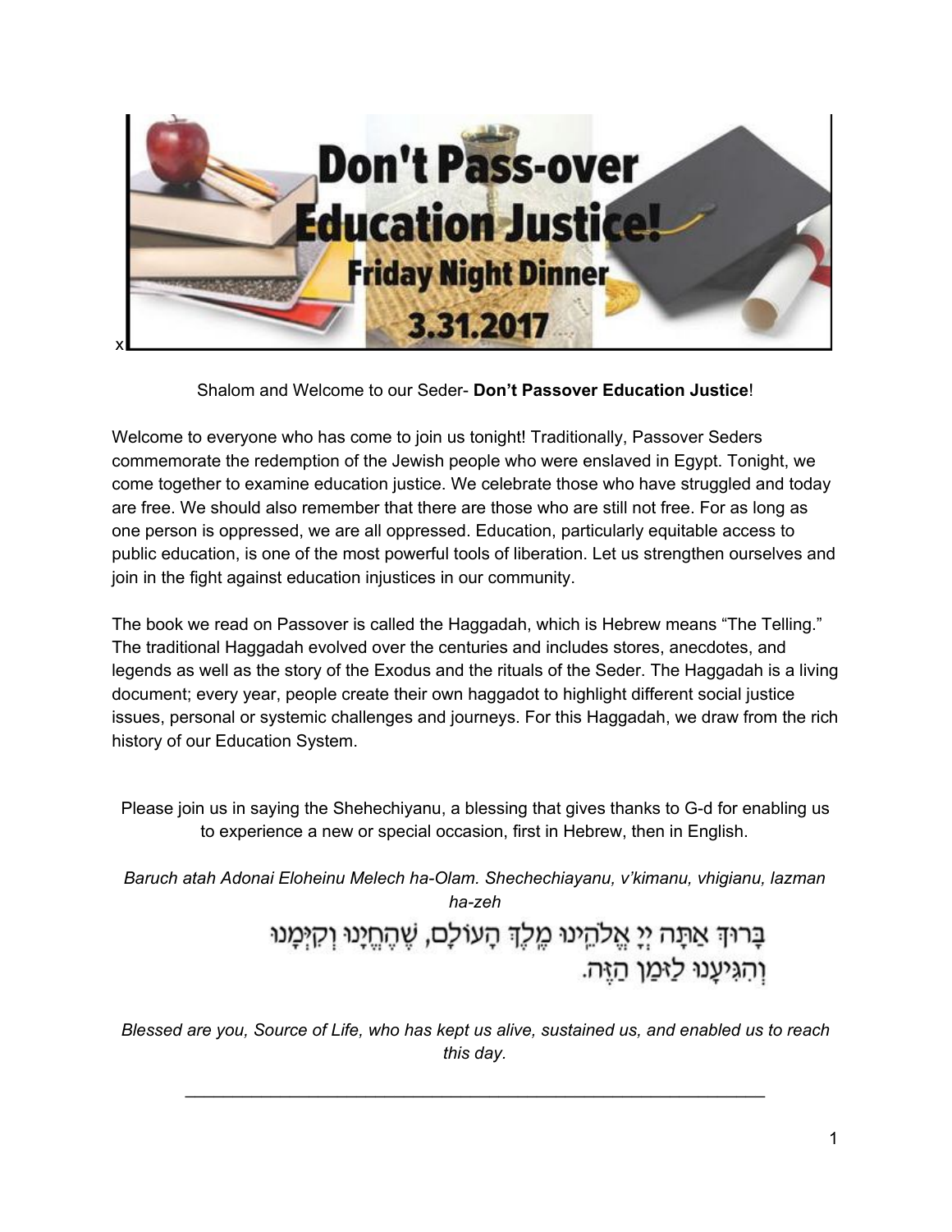x

Shalom and Welcome to our Seder- **Don't Passover Education Justice**!

Welcome to everyone who has come to join us tonight! Traditionally, Passover Seders commemorate the redemption of the Jewish people who were enslaved in Egypt. Tonight, we come together to examine education justice. We celebrate those who have struggled and today are free. We should also remember that there are those who are still not free. For as long as one person is oppressed, we are all oppressed. Education, particularly equitable access to public education, is one of the most powerful tools of liberation. Let us strengthen ourselves and join in the fight against education injustices in our community.

The book we read on Passover is called the Haggadah, which is Hebrew means "The Telling." The traditional Haggadah evolved over the centuries and includes stores, anecdotes, and legends as well as the story of the Exodus and the rituals of the Seder. The Haggadah is a living document; every year, people create their own haggadot to highlight different social justice issues, personal or systemic challenges and journeys. For this Haggadah, we draw from the rich history of our Education System.

Please join us in saying the Shehechiyanu, a blessing that gives thanks to G-d for enabling us to experience a new or special occasion, first in Hebrew, then in English.

*Baruch atah Adonai Eloheinu Melech ha-Olam. Shechechiayanu, v'kimanu, vhigianu, lazman ha-zeh*

בָּרוּךְ אַתָּה יְיָ אֱלֹהֵינוּ מֶלֶךְ הָעוֹלָם, שֶׁהֶחֱיָנוּ וְקִיְּמָנוּ וְהִגִּיעָנוּ לַזְּמַן הַזֶּה.

*Blessed are you, Source of Life, who has kept us alive, sustained us, and enabled us to reach this day.*

---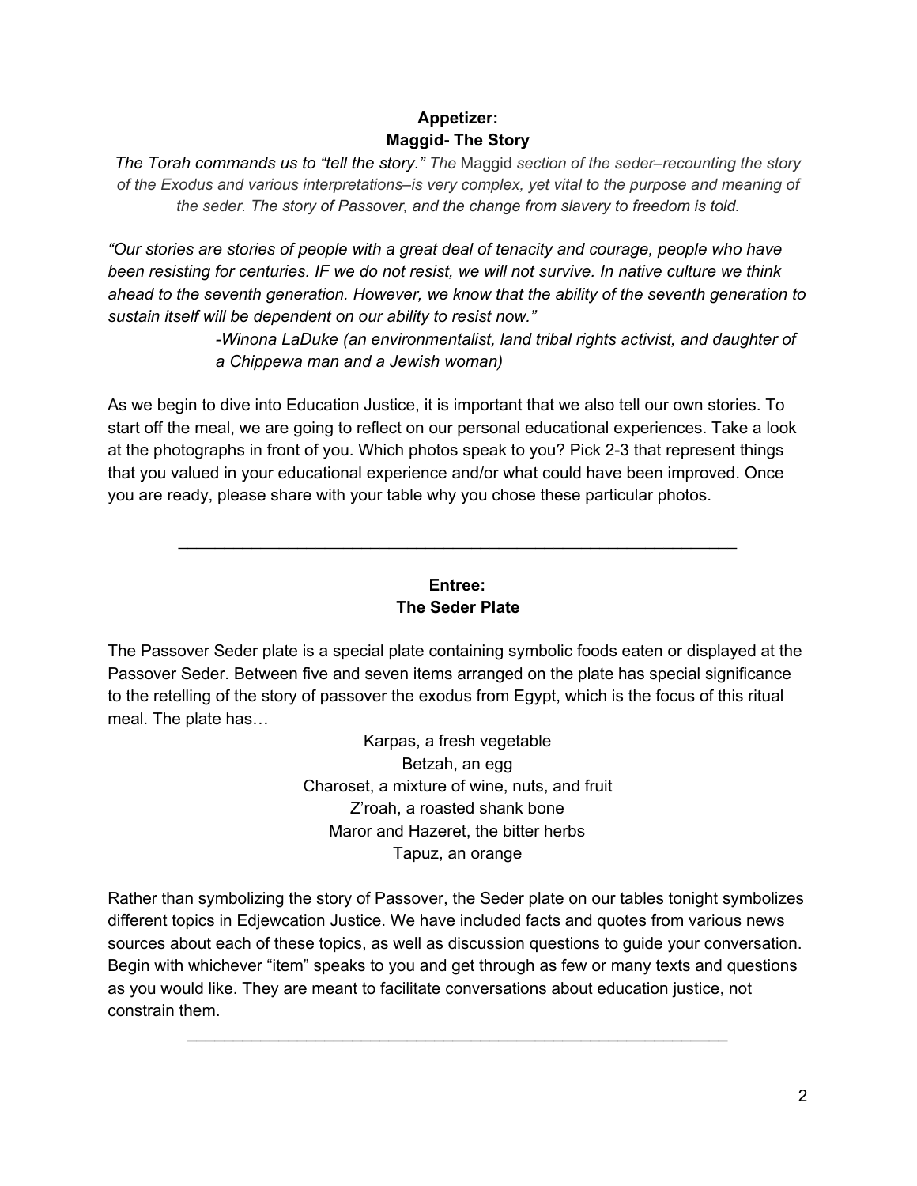## Appetizer:
## Maggid- The Story

*The Torah commands us to "tell the story." The* Maggid *section of the seder–recounting the story of the Exodus and various interpretations–is very complex, yet vital to the purpose and meaning of the seder. The story of Passover, and the change from slavery to freedom is told.*

*"Our stories are stories of people with a great deal of tenacity and courage, people who have been resisting for centuries. IF we do not resist, we will not survive. In native culture we think ahead to the seventh generation. However, we know that the ability of the seventh generation to sustain itself will be dependent on our ability to resist now."*

*-Winona LaDuke (an environmentalist, land tribal rights activist, and daughter of a Chippewa man and a Jewish woman)*

As we begin to dive into Education Justice, it is important that we also tell our own stories. To start off the meal, we are going to reflect on our personal educational experiences. Take a look at the photographs in front of you. Which photos speak to you? Pick 2-3 that represent things that you valued in your educational experience and/or what could have been improved. Once you are ready, please share with your table why you chose these particular photos.

---

## Entree:
## The Seder Plate

The Passover Seder plate is a special plate containing symbolic foods eaten or displayed at the Passover Seder. Between five and seven items arranged on the plate has special significance to the retelling of the story of passover the exodus from Egypt, which is the focus of this ritual meal. The plate has…

Karpas, a fresh vegetable
Betzah, an egg
Charoset, a mixture of wine, nuts, and fruit
Z'roah, a roasted shank bone
Maror and Hazeret, the bitter herbs
Tapuz, an orange

Rather than symbolizing the story of Passover, the Seder plate on our tables tonight symbolizes different topics in Edjewcation Justice. We have included facts and quotes from various news sources about each of these topics, as well as discussion questions to guide your conversation. Begin with whichever "item" speaks to you and get through as few or many texts and questions as you would like. They are meant to facilitate conversations about education justice, not constrain them.

---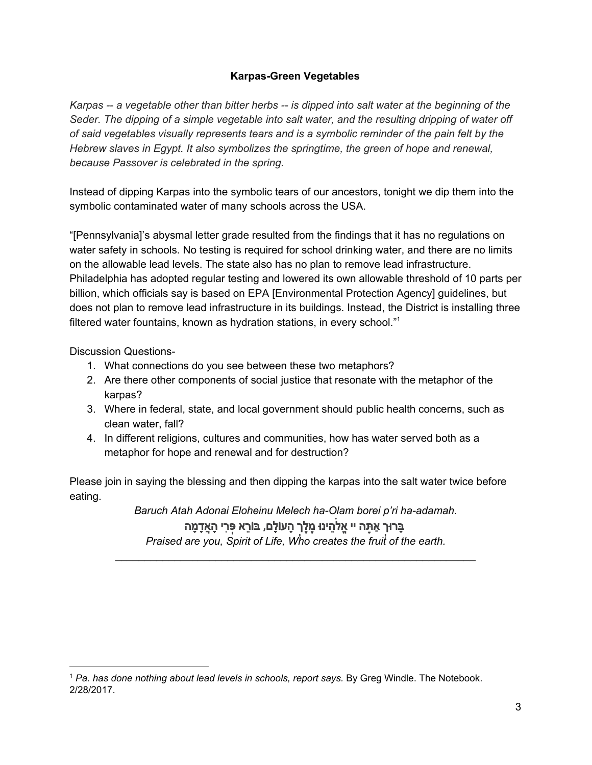**Karpas-Green Vegetables**

*Karpas -- a vegetable other than bitter herbs -- is dipped into salt water at the beginning of the Seder. The dipping of a simple vegetable into salt water, and the resulting dripping of water off of said vegetables visually represents tears and is a symbolic reminder of the pain felt by the Hebrew slaves in Egypt. It also symbolizes the springtime, the green of hope and renewal, because Passover is celebrated in the spring.*

Instead of dipping Karpas into the symbolic tears of our ancestors, tonight we dip them into the symbolic contaminated water of many schools across the USA.

"[Pennsylvania]'s abysmal letter grade resulted from the findings that it has no regulations on water safety in schools. No testing is required for school drinking water, and there are no limits on the allowable lead levels. The state also has no plan to remove lead infrastructure. Philadelphia has adopted regular testing and lowered its own allowable threshold of 10 parts per billion, which officials say is based on EPA [Environmental Protection Agency] guidelines, but does not plan to remove lead infrastructure in its buildings. Instead, the District is installing three filtered water fountains, known as hydration stations, in every school."[1]

Discussion Questions-

1. What connections do you see between these two metaphors?
2. Are there other components of social justice that resonate with the metaphor of the karpas?
3. Where in federal, state, and local government should public health concerns, such as clean water, fall?
4. In different religions, cultures and communities, how has water served both as a metaphor for hope and renewal and for destruction?

Please join in saying the blessing and then dipping the karpas into the salt water twice before eating.

*Baruch Atah Adonai Eloheinu Melech ha-Olam borei p'ri ha-adamah.*

בָּרוּךְ אַתָּה יי אֱלֹהֵינוּ מֶלֶךְ הָעוֹלָם, בּוֹרֵא פְּרִי הָאֲדָמָה

*Praised are you, Spirit of Life, Who creates the fruit of the earth.*

---

[1] *Pa. has done nothing about lead levels in schools, report says.* By Greg Windle. The Notebook. 2/28/2017.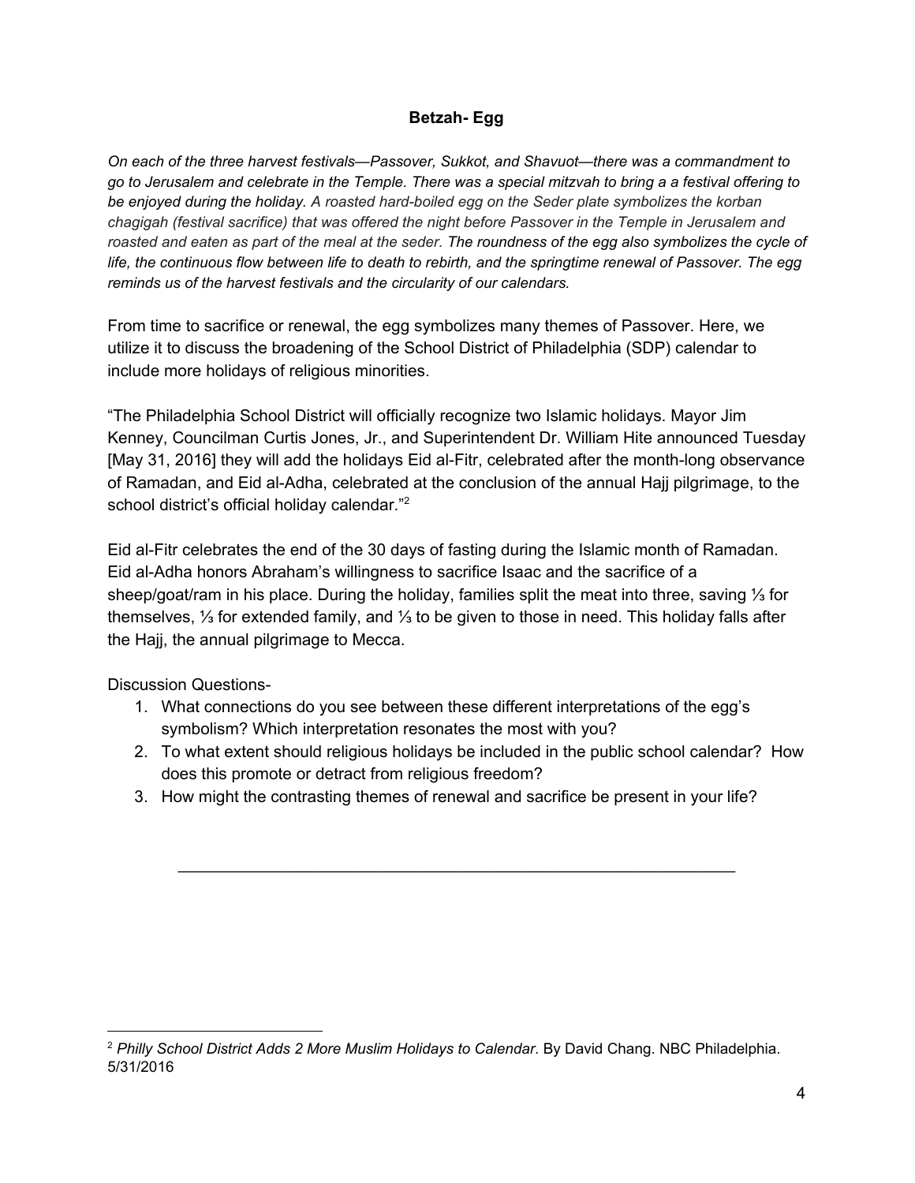## Betzah- Egg

*On each of the three harvest festivals—Passover, Sukkot, and Shavuot—there was a commandment to go to Jerusalem and celebrate in the Temple. There was a special mitzvah to bring a a festival offering to be enjoyed during the holiday. A roasted hard-boiled egg on the Seder plate symbolizes the korban chagigah (festival sacrifice) that was offered the night before Passover in the Temple in Jerusalem and roasted and eaten as part of the meal at the seder. The roundness of the egg also symbolizes the cycle of life, the continuous flow between life to death to rebirth, and the springtime renewal of Passover. The egg reminds us of the harvest festivals and the circularity of our calendars.*

From time to sacrifice or renewal, the egg symbolizes many themes of Passover. Here, we utilize it to discuss the broadening of the School District of Philadelphia (SDP) calendar to include more holidays of religious minorities.

"The Philadelphia School District will officially recognize two Islamic holidays. Mayor Jim Kenney, Councilman Curtis Jones, Jr., and Superintendent Dr. William Hite announced Tuesday [May 31, 2016] they will add the holidays Eid al-Fitr, celebrated after the month-long observance of Ramadan, and Eid al-Adha, celebrated at the conclusion of the annual Hajj pilgrimage, to the school district's official holiday calendar."[2]

Eid al-Fitr celebrates the end of the 30 days of fasting during the Islamic month of Ramadan. Eid al-Adha honors Abraham's willingness to sacrifice Isaac and the sacrifice of a sheep/goat/ram in his place. During the holiday, families split the meat into three, saving ⅓ for themselves, ⅓ for extended family, and ⅓ to be given to those in need. This holiday falls after the Hajj, the annual pilgrimage to Mecca.

Discussion Questions-

1. What connections do you see between these different interpretations of the egg's symbolism? Which interpretation resonates the most with you?
2. To what extent should religious holidays be included in the public school calendar? How does this promote or detract from religious freedom?
3. How might the contrasting themes of renewal and sacrifice be present in your life?

---

[2] *Philly School District Adds 2 More Muslim Holidays to Calendar*. By David Chang. NBC Philadelphia. 5/31/2016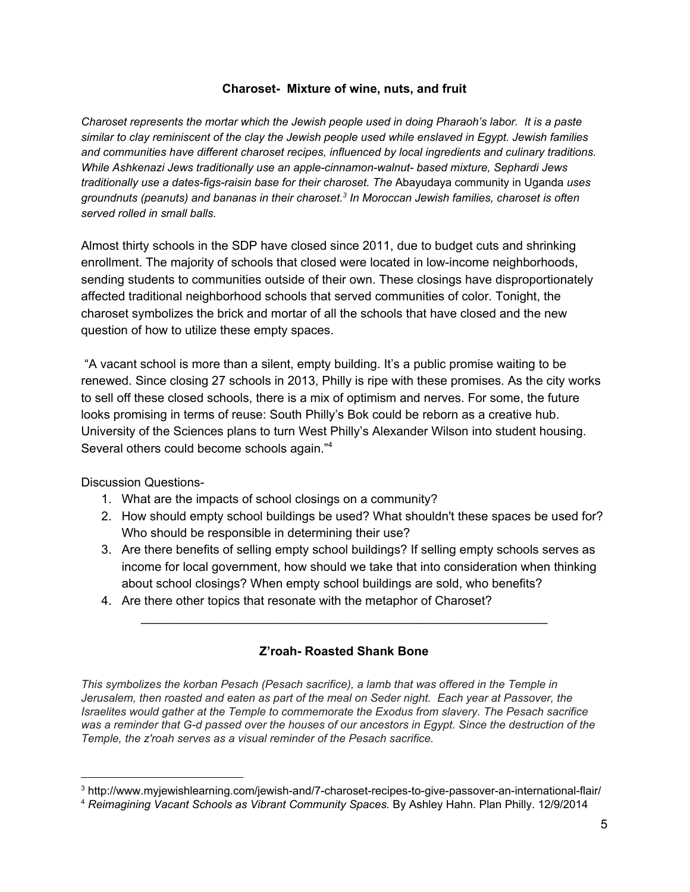### Charoset- Mixture of wine, nuts, and fruit

*Charoset represents the mortar which the Jewish people used in doing Pharaoh's labor. It is a paste similar to clay reminiscent of the clay the Jewish people used while enslaved in Egypt. Jewish families and communities have different charoset recipes, influenced by local ingredients and culinary traditions. While Ashkenazi Jews traditionally use an apple-cinnamon-walnut- based mixture, Sephardi Jews traditionally use a dates-figs-raisin base for their charoset. The* Abayudaya community in Uganda *uses groundnuts (peanuts) and bananas in their charoset.[3] In Moroccan Jewish families, charoset is often served rolled in small balls.*

Almost thirty schools in the SDP have closed since 2011, due to budget cuts and shrinking enrollment. The majority of schools that closed were located in low-income neighborhoods, sending students to communities outside of their own. These closings have disproportionately affected traditional neighborhood schools that served communities of color. Tonight, the charoset symbolizes the brick and mortar of all the schools that have closed and the new question of how to utilize these empty spaces.

"A vacant school is more than a silent, empty building. It's a public promise waiting to be renewed. Since closing 27 schools in 2013, Philly is ripe with these promises. As the city works to sell off these closed schools, there is a mix of optimism and nerves. For some, the future looks promising in terms of reuse: South Philly's Bok could be reborn as a creative hub. University of the Sciences plans to turn West Philly's Alexander Wilson into student housing. Several others could become schools again."[4]

Discussion Questions-

1. What are the impacts of school closings on a community?
2. How should empty school buildings be used? What shouldn't these spaces be used for? Who should be responsible in determining their use?
3. Are there benefits of selling empty school buildings? If selling empty schools serves as income for local government, how should we take that into consideration when thinking about school closings? When empty school buildings are sold, who benefits?
4. Are there other topics that resonate with the metaphor of Charoset?

---

### Z'roah- Roasted Shank Bone

*This symbolizes the korban Pesach (Pesach sacrifice), a lamb that was offered in the Temple in Jerusalem, then roasted and eaten as part of the meal on Seder night. Each year at Passover, the Israelites would gather at the Temple to commemorate the Exodus from slavery. The Pesach sacrifice was a reminder that G-d passed over the houses of our ancestors in Egypt. Since the destruction of the Temple, the z'roah serves as a visual reminder of the Pesach sacrifice.*

---

[3] http://www.myjewishlearning.com/jewish-and/7-charoset-recipes-to-give-passover-an-international-flair/

[4] *Reimagining Vacant Schools as Vibrant Community Spaces.* By Ashley Hahn. Plan Philly. 12/9/2014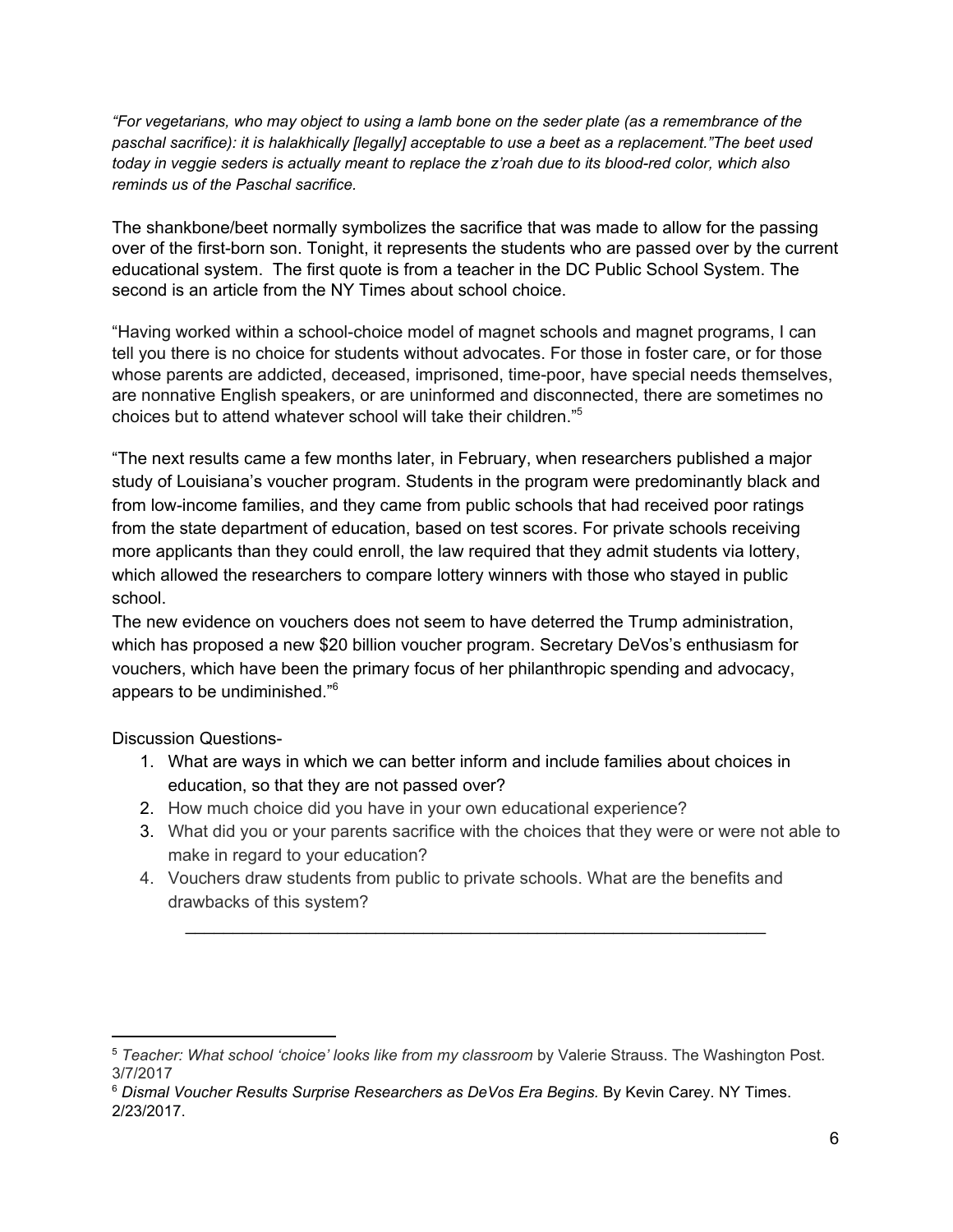*"For vegetarians, who may object to using a lamb bone on the seder plate (as a remembrance of the paschal sacrifice): it is halakhically [legally] acceptable to use a beet as a replacement."The beet used today in veggie seders is actually meant to replace the z'roah due to its blood-red color, which also reminds us of the Paschal sacrifice.*

The shankbone/beet normally symbolizes the sacrifice that was made to allow for the passing over of the first-born son. Tonight, it represents the students who are passed over by the current educational system. The first quote is from a teacher in the DC Public School System. The second is an article from the NY Times about school choice.

"Having worked within a school-choice model of magnet schools and magnet programs, I can tell you there is no choice for students without advocates. For those in foster care, or for those whose parents are addicted, deceased, imprisoned, time-poor, have special needs themselves, are nonnative English speakers, or are uninformed and disconnected, there are sometimes no choices but to attend whatever school will take their children."[5]

"The next results came a few months later, in February, when researchers published a major study of Louisiana's voucher program. Students in the program were predominantly black and from low-income families, and they came from public schools that had received poor ratings from the state department of education, based on test scores. For private schools receiving more applicants than they could enroll, the law required that they admit students via lottery, which allowed the researchers to compare lottery winners with those who stayed in public school.
The new evidence on vouchers does not seem to have deterred the Trump administration, which has proposed a new $20 billion voucher program. Secretary DeVos's enthusiasm for vouchers, which have been the primary focus of her philanthropic spending and advocacy, appears to be undiminished."[6]

Discussion Questions-

1. What are ways in which we can better inform and include families about choices in education, so that they are not passed over?
2. How much choice did you have in your own educational experience?
3. What did you or your parents sacrifice with the choices that they were or were not able to make in regard to your education?
4. Vouchers draw students from public to private schools. What are the benefits and drawbacks of this system?

---

[5] *Teacher: What school 'choice' looks like from my classroom* by Valerie Strauss. The Washington Post. 3/7/2017

[6] *Dismal Voucher Results Surprise Researchers as DeVos Era Begins.* By Kevin Carey. NY Times. 2/23/2017.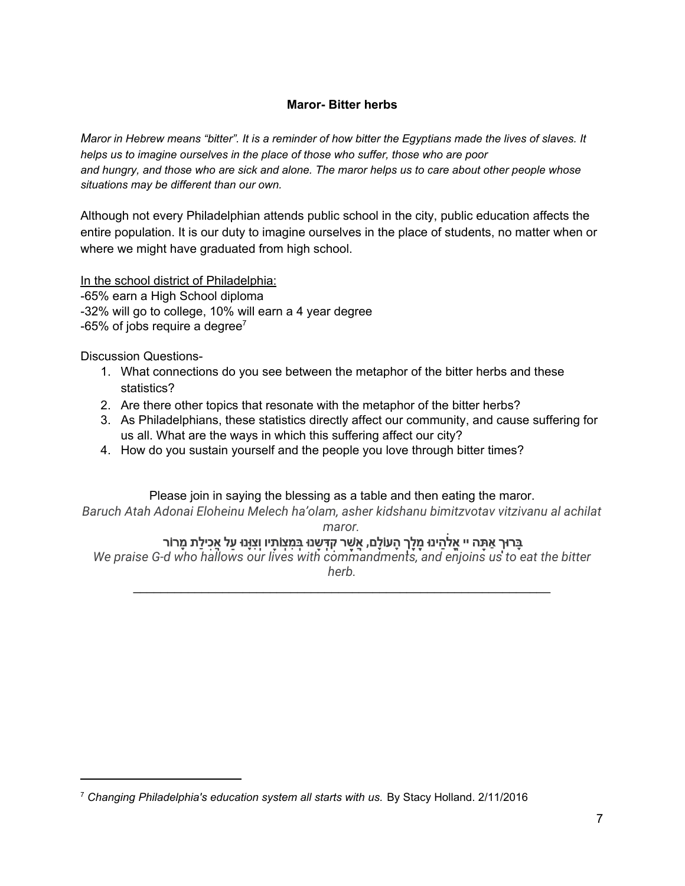**Maror- Bitter herbs**

*Maror in Hebrew means "bitter". It is a reminder of how bitter the Egyptians made the lives of slaves. It helps us to imagine ourselves in the place of those who suffer, those who are poor and hungry, and those who are sick and alone. The maror helps us to care about other people whose situations may be different than our own.*

Although not every Philadelphian attends public school in the city, public education affects the entire population. It is our duty to imagine ourselves in the place of students, no matter when or where we might have graduated from high school.

<u>In the school district of Philadelphia:</u>
-65% earn a High School diploma
-32% will go to college, 10% will earn a 4 year degree
-65% of jobs require a degree[7]

Discussion Questions-

1. What connections do you see between the metaphor of the bitter herbs and these statistics?
2. Are there other topics that resonate with the metaphor of the bitter herbs?
3. As Philadelphians, these statistics directly affect our community, and cause suffering for us all. What are the ways in which this suffering affect our city?
4. How do you sustain yourself and the people you love through bitter times?

Please join in saying the blessing as a table and then eating the maror.

*Baruch Atah Adonai Eloheinu Melech ha'olam, asher kidshanu bimitzvotav vitzivanu al achilat maror.*

**בָּרוּךְ אַתָּה יי אֱלֹהֵינוּ מֶלֶךְ הָעוֹלָם, אֲשֶׁר קִדְּשָׁנוּ בְּמִצְוֹתָיו וְצִוָּנוּ עַל אֲכִילַת מָרוֹר**

*We praise G-d who hallows our lives with commandments, and enjoins us to eat the bitter herb.*

---

[7] *Changing Philadelphia's education system all starts with us.* By Stacy Holland. 2/11/2016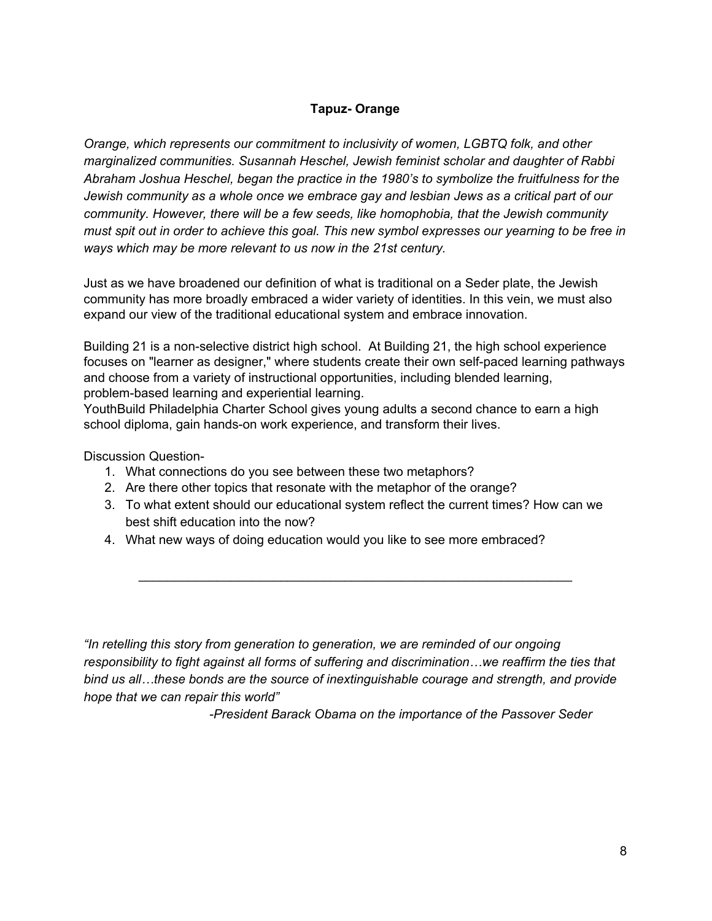**Tapuz- Orange**

*Orange, which represents our commitment to inclusivity of women, LGBTQ folk, and other marginalized communities. Susannah Heschel, Jewish feminist scholar and daughter of Rabbi Abraham Joshua Heschel, began the practice in the 1980's to symbolize the fruitfulness for the Jewish community as a whole once we embrace gay and lesbian Jews as a critical part of our community. However, there will be a few seeds, like homophobia, that the Jewish community must spit out in order to achieve this goal. This new symbol expresses our yearning to be free in ways which may be more relevant to us now in the 21st century.*

Just as we have broadened our definition of what is traditional on a Seder plate, the Jewish community has more broadly embraced a wider variety of identities. In this vein, we must also expand our view of the traditional educational system and embrace innovation.

Building 21 is a non-selective district high school. At Building 21, the high school experience focuses on "learner as designer," where students create their own self-paced learning pathways and choose from a variety of instructional opportunities, including blended learning, problem-based learning and experiential learning.
YouthBuild Philadelphia Charter School gives young adults a second chance to earn a high school diploma, gain hands-on work experience, and transform their lives.

Discussion Question-

1. What connections do you see between these two metaphors?
2. Are there other topics that resonate with the metaphor of the orange?
3. To what extent should our educational system reflect the current times? How can we best shift education into the now?
4. What new ways of doing education would you like to see more embraced?

---

*"In retelling this story from generation to generation, we are reminded of our ongoing responsibility to fight against all forms of suffering and discrimination…we reaffirm the ties that bind us all…these bonds are the source of inextinguishable courage and strength, and provide hope that we can repair this world"*

*-President Barack Obama on the importance of the Passover Seder*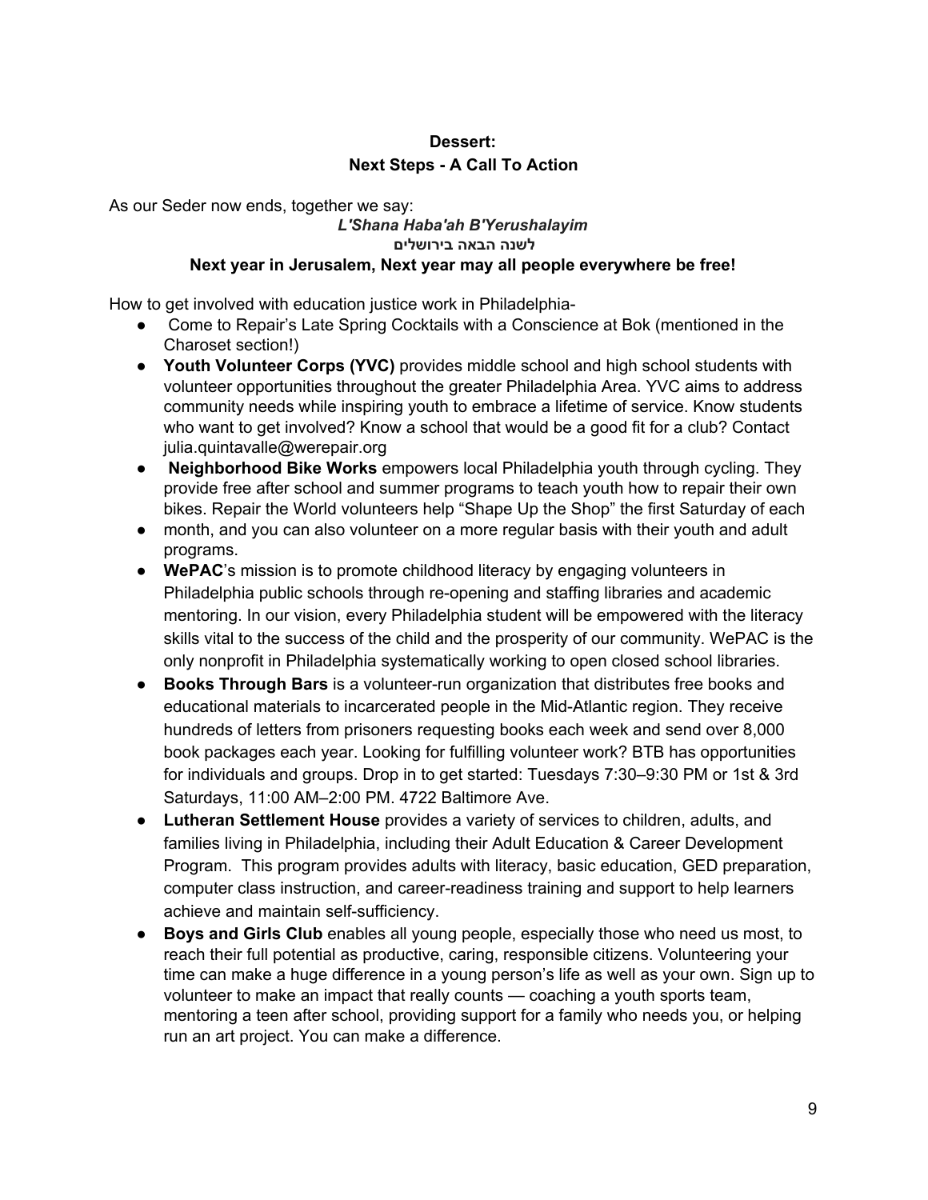**Dessert:**
**Next Steps - A Call To Action**

As our Seder now ends, together we say:

***L'Shana Haba'ah B'Yerushalayim***
**לשנה הבאה בירושלים**
**Next year in Jerusalem, Next year may all people everywhere be free!**

How to get involved with education justice work in Philadelphia-

- Come to Repair's Late Spring Cocktails with a Conscience at Bok (mentioned in the Charoset section!)
- **Youth Volunteer Corps (YVC)** provides middle school and high school students with volunteer opportunities throughout the greater Philadelphia Area. YVC aims to address community needs while inspiring youth to embrace a lifetime of service. Know students who want to get involved? Know a school that would be a good fit for a club? Contact julia.quintavalle@werepair.org
- **Neighborhood Bike Works** empowers local Philadelphia youth through cycling. They provide free after school and summer programs to teach youth how to repair their own bikes. Repair the World volunteers help "Shape Up the Shop" the first Saturday of each
- month, and you can also volunteer on a more regular basis with their youth and adult programs.
- **WePAC**'s mission is to promote childhood literacy by engaging volunteers in Philadelphia public schools through re-opening and staffing libraries and academic mentoring. In our vision, every Philadelphia student will be empowered with the literacy skills vital to the success of the child and the prosperity of our community. WePAC is the only nonprofit in Philadelphia systematically working to open closed school libraries.
- **Books Through Bars** is a volunteer-run organization that distributes free books and educational materials to incarcerated people in the Mid-Atlantic region. They receive hundreds of letters from prisoners requesting books each week and send over 8,000 book packages each year. Looking for fulfilling volunteer work? BTB has opportunities for individuals and groups. Drop in to get started: Tuesdays 7:30–9:30 PM or 1st & 3rd Saturdays, 11:00 AM–2:00 PM. 4722 Baltimore Ave.
- **Lutheran Settlement House** provides a variety of services to children, adults, and families living in Philadelphia, including their Adult Education & Career Development Program. This program provides adults with literacy, basic education, GED preparation, computer class instruction, and career-readiness training and support to help learners achieve and maintain self-sufficiency.
- **Boys and Girls Club** enables all young people, especially those who need us most, to reach their full potential as productive, caring, responsible citizens. Volunteering your time can make a huge difference in a young person's life as well as your own. Sign up to volunteer to make an impact that really counts — coaching a youth sports team, mentoring a teen after school, providing support for a family who needs you, or helping run an art project. You can make a difference.